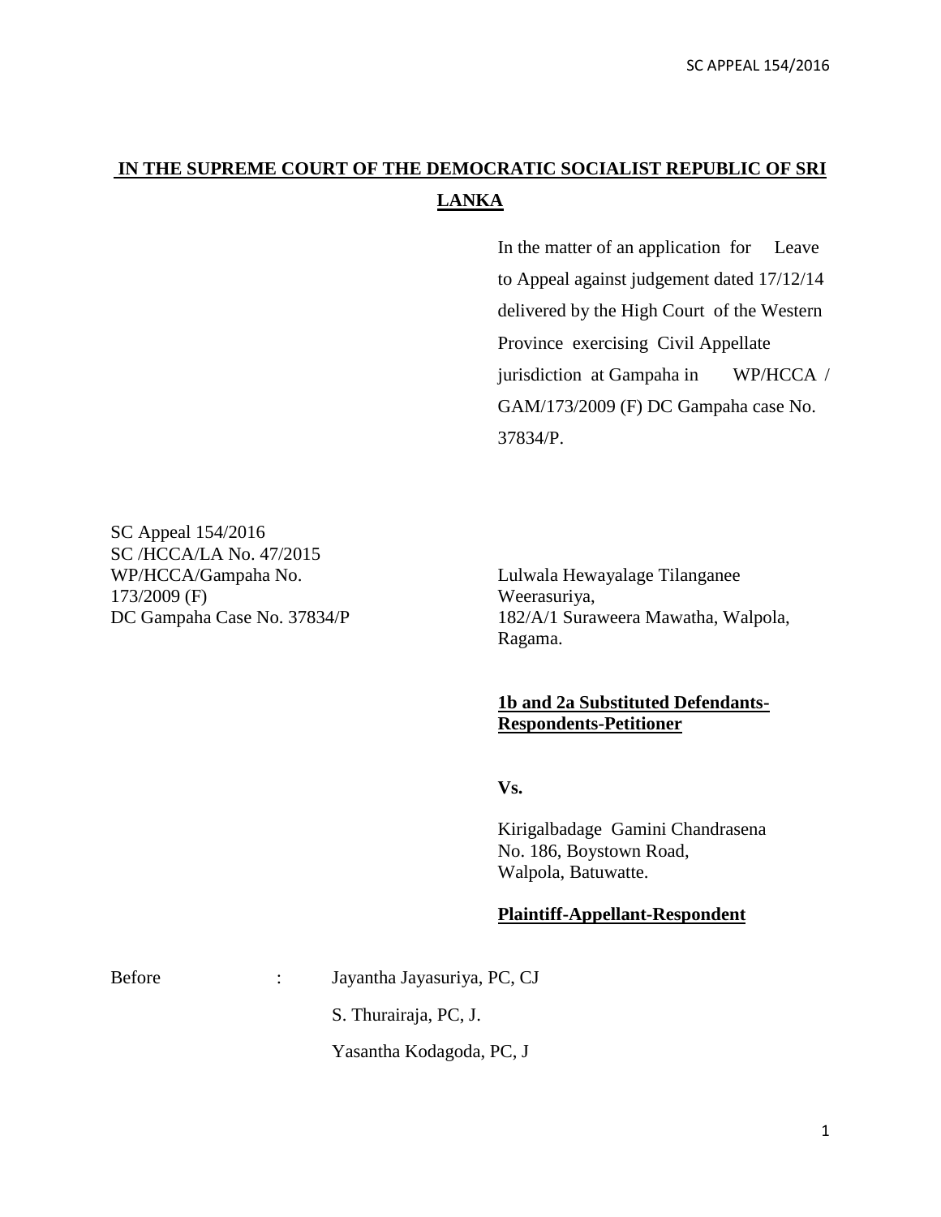# IN THE SUPREME COURT OF THE DEMOCRATIC SOCIALIST REPUBLIC OF SRI LANKA

In the matter of an application for Leave to Appeal against judgement dated 17/12/14 delivered by the High Court of the Western Province exercising Civil Appellate jurisdiction at Gampaha in WP/HCCA / GAM/173/2009 (F) DC Gampaha case No. 37834/P.

SC Appeal 154/2016
SC /HCCA/LA No. 47/2015
WP/HCCA/Gampaha No. 173/2009 (F)
DC Gampaha Case No. 37834/P

Lulwala Hewayalage Tilanganee Weerasuriya,
182/A/1 Suraweera Mawatha, Walpola, Ragama.

**1b and 2a Substituted Defendants-Respondents-Petitioner**

**Vs.**

Kirigalbadage Gamini Chandrasena
No. 186, Boystown Road,
Walpola, Batuwatte.

**Plaintiff-Appellant-Respondent**

Before : Jayantha Jayasuriya, PC, CJ

S. Thurairaja, PC, J.

Yasantha Kodagoda, PC, J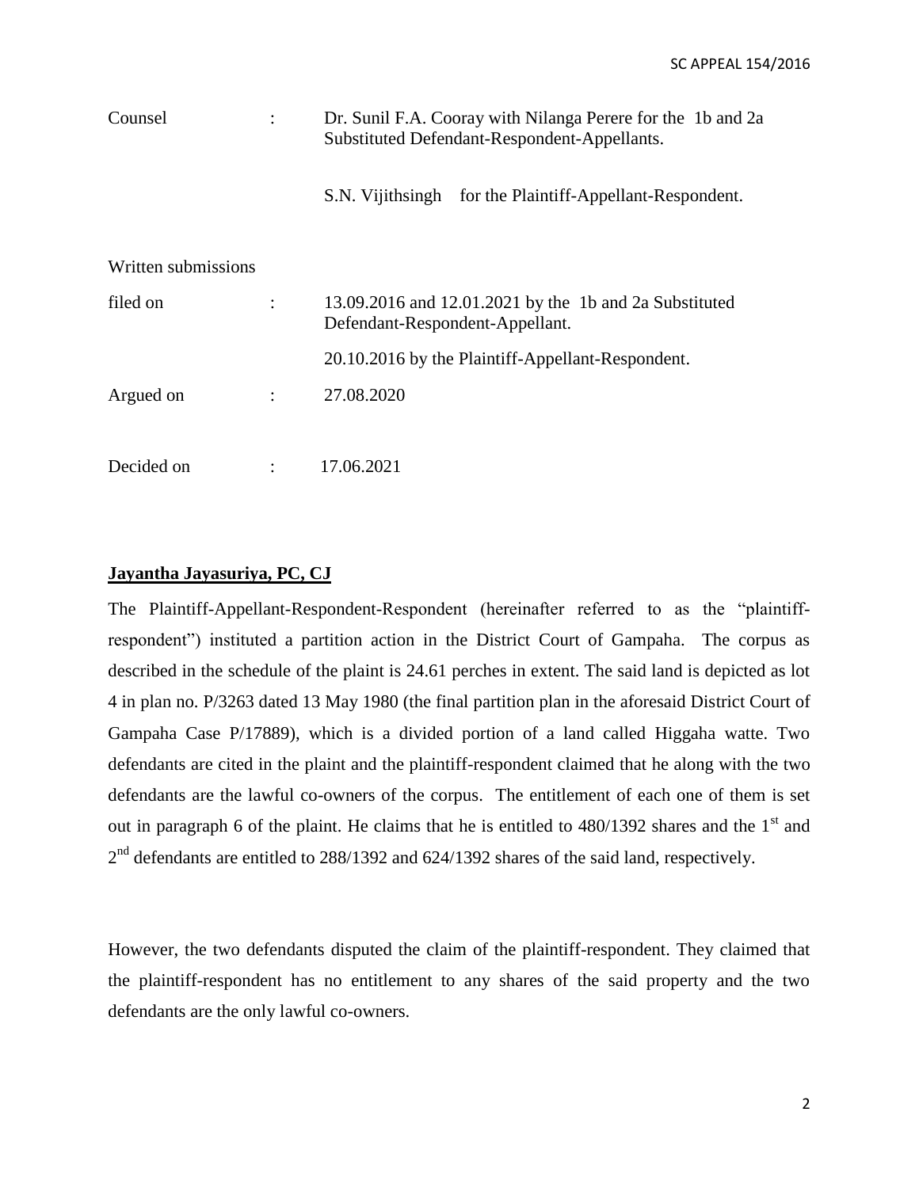| | | |
|---|---|---|
| Counsel | : | Dr. Sunil F.A. Cooray with Nilanga Perere for the 1b and 2a Substituted Defendant-Respondent-Appellants. |
| | | S.N. Vijithsingh for the Plaintiff-Appellant-Respondent. |
| Written submissions filed on | : | 13.09.2016 and 12.01.2021 by the 1b and 2a Substituted Defendant-Respondent-Appellant. |
| | | 20.10.2016 by the Plaintiff-Appellant-Respondent. |
| Argued on | : | 27.08.2020 |
| Decided on | : | 17.06.2021 |

**Jayantha Jayasuriya, PC, CJ**

The Plaintiff-Appellant-Respondent-Respondent (hereinafter referred to as the "plaintiff-respondent") instituted a partition action in the District Court of Gampaha. The corpus as described in the schedule of the plaint is 24.61 perches in extent. The said land is depicted as lot 4 in plan no. P/3263 dated 13 May 1980 (the final partition plan in the aforesaid District Court of Gampaha Case P/17889), which is a divided portion of a land called Higgaha watte. Two defendants are cited in the plaint and the plaintiff-respondent claimed that he along with the two defendants are the lawful co-owners of the corpus. The entitlement of each one of them is set out in paragraph 6 of the plaint. He claims that he is entitled to 480/1392 shares and the 1st and 2nd defendants are entitled to 288/1392 and 624/1392 shares of the said land, respectively.

However, the two defendants disputed the claim of the plaintiff-respondent. They claimed that the plaintiff-respondent has no entitlement to any shares of the said property and the two defendants are the only lawful co-owners.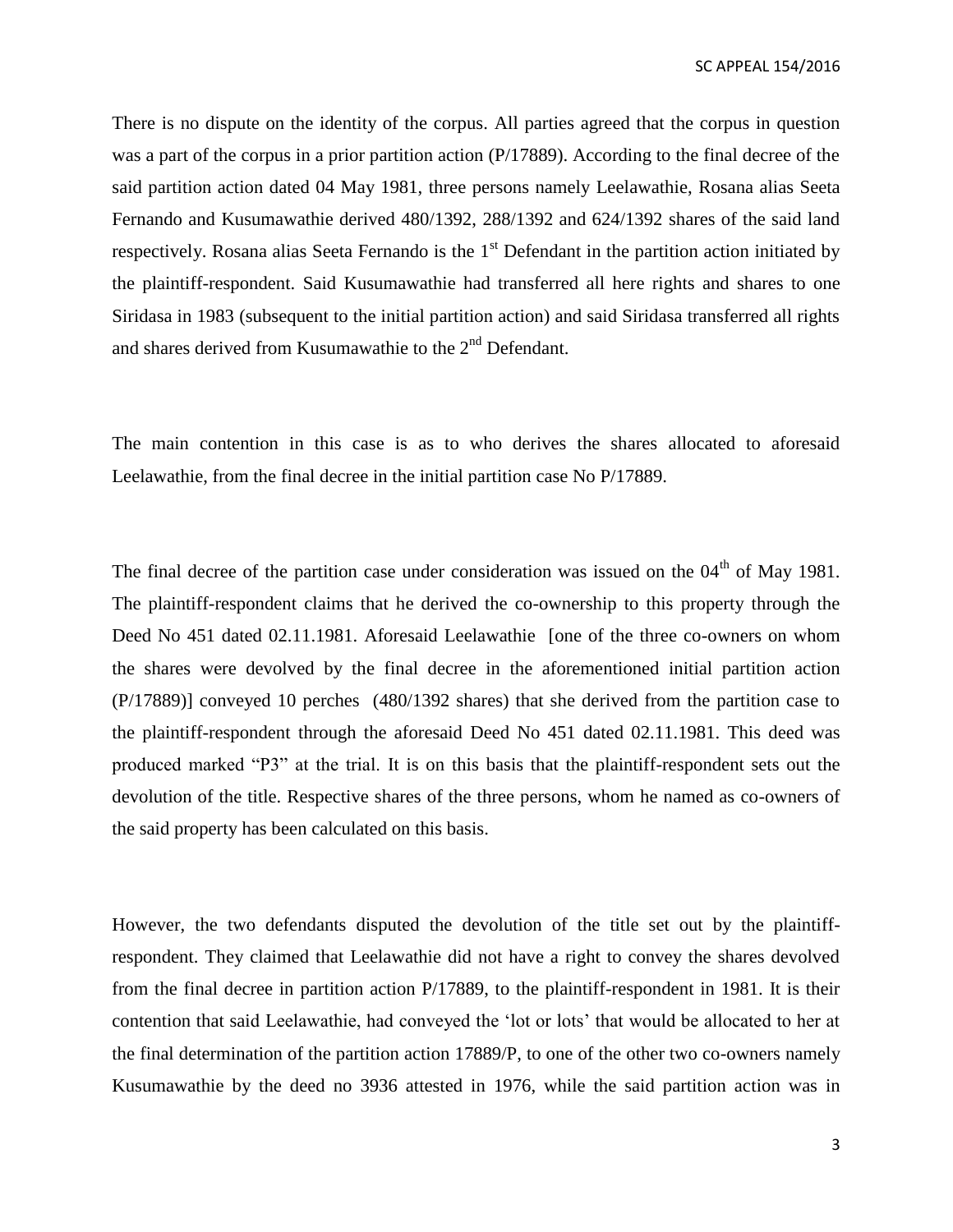There is no dispute on the identity of the corpus. All parties agreed that the corpus in question was a part of the corpus in a prior partition action (P/17889). According to the final decree of the said partition action dated 04 May 1981, three persons namely Leelawathie, Rosana alias Seeta Fernando and Kusumawathie derived 480/1392, 288/1392 and 624/1392 shares of the said land respectively. Rosana alias Seeta Fernando is the 1st Defendant in the partition action initiated by the plaintiff-respondent. Said Kusumawathie had transferred all here rights and shares to one Siridasa in 1983 (subsequent to the initial partition action) and said Siridasa transferred all rights and shares derived from Kusumawathie to the 2nd Defendant.

The main contention in this case is as to who derives the shares allocated to aforesaid Leelawathie, from the final decree in the initial partition case No P/17889.

The final decree of the partition case under consideration was issued on the 04th of May 1981. The plaintiff-respondent claims that he derived the co-ownership to this property through the Deed No 451 dated 02.11.1981. Aforesaid Leelawathie [one of the three co-owners on whom the shares were devolved by the final decree in the aforementioned initial partition action (P/17889)] conveyed 10 perches (480/1392 shares) that she derived from the partition case to the plaintiff-respondent through the aforesaid Deed No 451 dated 02.11.1981. This deed was produced marked "P3" at the trial. It is on this basis that the plaintiff-respondent sets out the devolution of the title. Respective shares of the three persons, whom he named as co-owners of the said property has been calculated on this basis.

However, the two defendants disputed the devolution of the title set out by the plaintiff-respondent. They claimed that Leelawathie did not have a right to convey the shares devolved from the final decree in partition action P/17889, to the plaintiff-respondent in 1981. It is their contention that said Leelawathie, had conveyed the 'lot or lots' that would be allocated to her at the final determination of the partition action 17889/P, to one of the other two co-owners namely Kusumawathie by the deed no 3936 attested in 1976, while the said partition action was in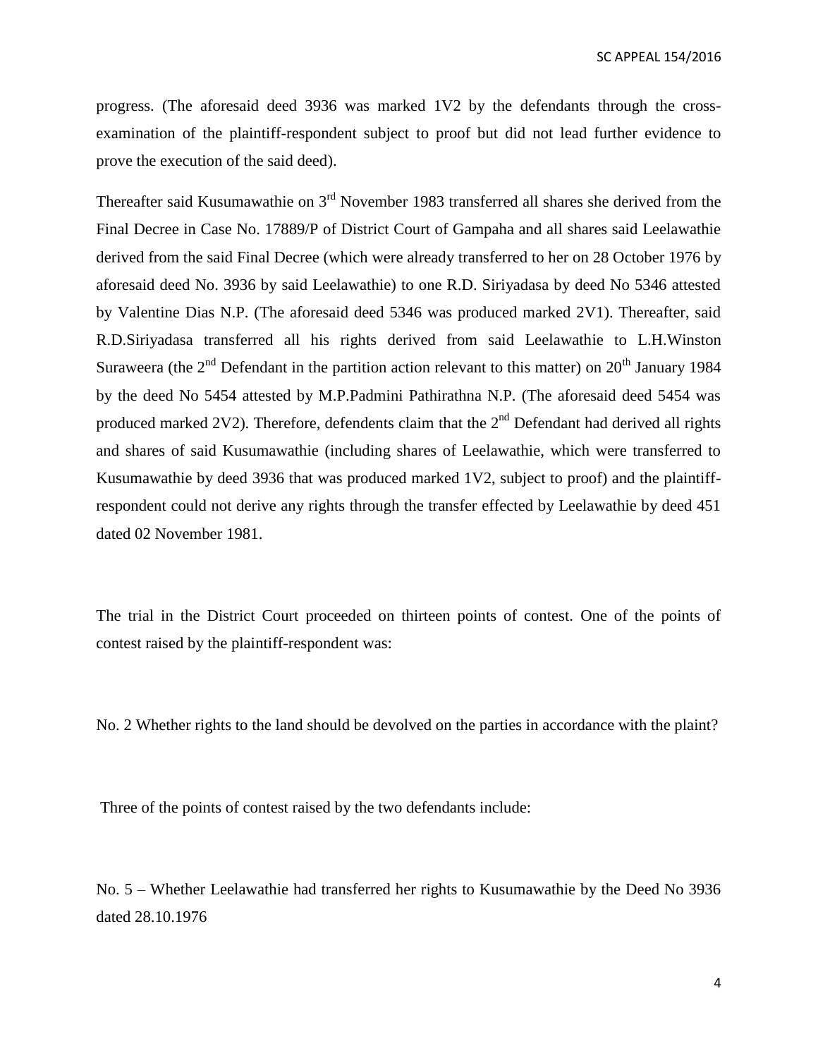progress. (The aforesaid deed 3936 was marked 1V2 by the defendants through the cross-examination of the plaintiff-respondent subject to proof but did not lead further evidence to prove the execution of the said deed).

Thereafter said Kusumawathie on 3rd November 1983 transferred all shares she derived from the Final Decree in Case No. 17889/P of District Court of Gampaha and all shares said Leelawathie derived from the said Final Decree (which were already transferred to her on 28 October 1976 by aforesaid deed No. 3936 by said Leelawathie) to one R.D. Siriyadasa by deed No 5346 attested by Valentine Dias N.P. (The aforesaid deed 5346 was produced marked 2V1). Thereafter, said R.D.Siriyadasa transferred all his rights derived from said Leelawathie to L.H.Winston Suraweera (the 2nd Defendant in the partition action relevant to this matter) on 20th January 1984 by the deed No 5454 attested by M.P.Padmini Pathirathna N.P. (The aforesaid deed 5454 was produced marked 2V2). Therefore, defendents claim that the 2nd Defendant had derived all rights and shares of said Kusumawathie (including shares of Leelawathie, which were transferred to Kusumawathie by deed 3936 that was produced marked 1V2, subject to proof) and the plaintiff-respondent could not derive any rights through the transfer effected by Leelawathie by deed 451 dated 02 November 1981.

The trial in the District Court proceeded on thirteen points of contest. One of the points of contest raised by the plaintiff-respondent was:

No. 2 Whether rights to the land should be devolved on the parties in accordance with the plaint?

Three of the points of contest raised by the two defendants include:

No. 5 – Whether Leelawathie had transferred her rights to Kusumawathie by the Deed No 3936 dated 28.10.1976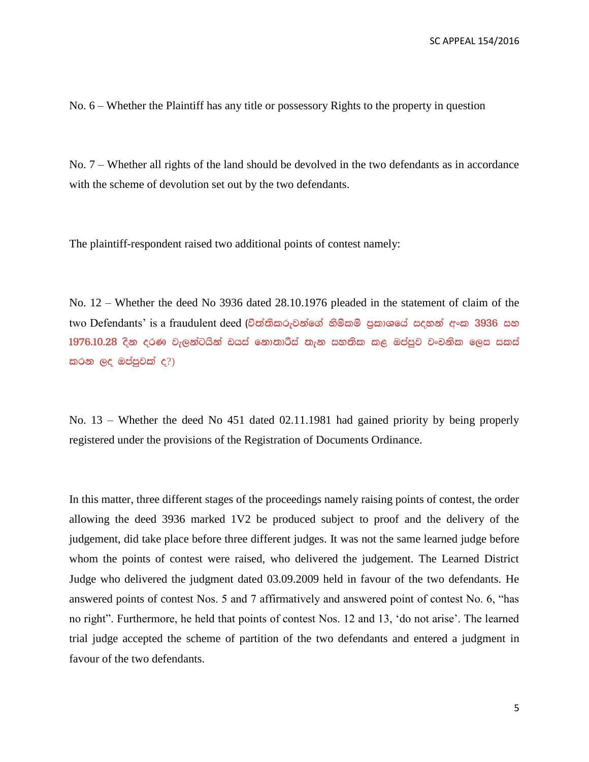No. 6 – Whether the Plaintiff has any title or possessory Rights to the property in question

No. 7 – Whether all rights of the land should be devolved in the two defendants as in accordance with the scheme of devolution set out by the two defendants.

The plaintiff-respondent raised two additional points of contest namely:

No. 12 – Whether the deed No 3936 dated 28.10.1976 pleaded in the statement of claim of the two Defendants' is a fraudulent deed (**විත්තිකරුවන්ගේ හිමිකම් ප්‍රකාශයේ සඳහන් අංක 3936 සහ 1976.10.28 දින දරණ වැලන්ටයින් ඩයස් නොතාරිස් තැන සහතික කළ ඔප්පුව වංචනික ලෙස සකස් කරන ලද ඔප්පුවක් ද?**)

No. 13 – Whether the deed No 451 dated 02.11.1981 had gained priority by being properly registered under the provisions of the Registration of Documents Ordinance.

In this matter, three different stages of the proceedings namely raising points of contest, the order allowing the deed 3936 marked 1V2 be produced subject to proof and the delivery of the judgement, did take place before three different judges. It was not the same learned judge before whom the points of contest were raised, who delivered the judgement. The Learned District Judge who delivered the judgment dated 03.09.2009 held in favour of the two defendants. He answered points of contest Nos. 5 and 7 affirmatively and answered point of contest No. 6, "has no right". Furthermore, he held that points of contest Nos. 12 and 13, 'do not arise'. The learned trial judge accepted the scheme of partition of the two defendants and entered a judgment in favour of the two defendants.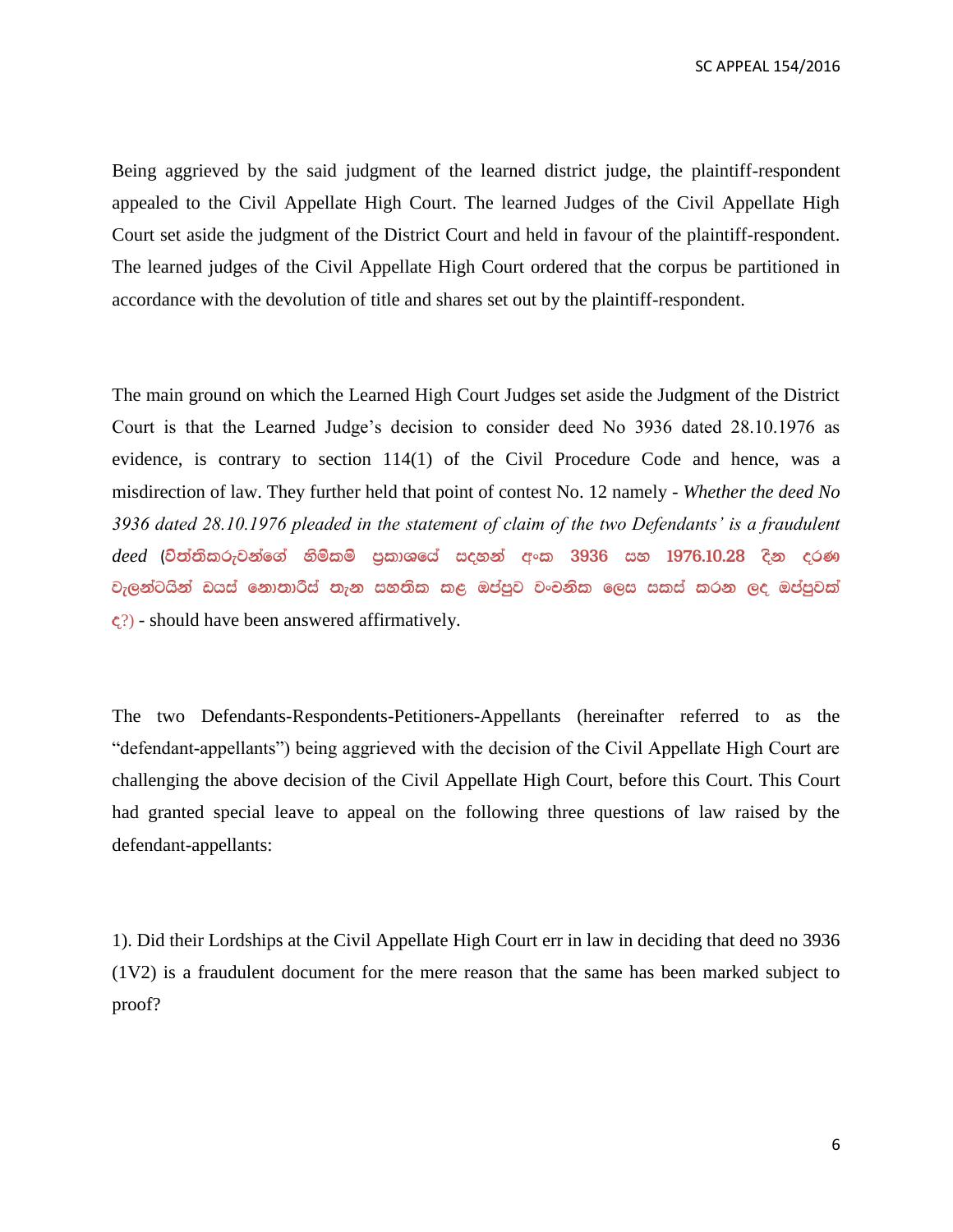Being aggrieved by the said judgment of the learned district judge, the plaintiff-respondent appealed to the Civil Appellate High Court. The learned Judges of the Civil Appellate High Court set aside the judgment of the District Court and held in favour of the plaintiff-respondent. The learned judges of the Civil Appellate High Court ordered that the corpus be partitioned in accordance with the devolution of title and shares set out by the plaintiff-respondent.

The main ground on which the Learned High Court Judges set aside the Judgment of the District Court is that the Learned Judge's decision to consider deed No 3936 dated 28.10.1976 as evidence, is contrary to section 114(1) of the Civil Procedure Code and hence, was a misdirection of law. They further held that point of contest No. 12 namely - *Whether the deed No 3936 dated 28.10.1976 pleaded in the statement of claim of the two Defendants' is a fraudulent deed* (විත්තිකරුවන්ගේ හිමිකම් ප්‍රකාශයේ සදහන් අංක 3936 සහ 1976.10.28 දින දරණ වැලන්ටයින් ඩයස් නොතාරිස් තැන සහතික කළ ඔප්පුව වංචනික ලෙස සකස් කරන ලද ඔප්පුවක් ද?) - should have been answered affirmatively.

The two Defendants-Respondents-Petitioners-Appellants (hereinafter referred to as the "defendant-appellants") being aggrieved with the decision of the Civil Appellate High Court are challenging the above decision of the Civil Appellate High Court, before this Court. This Court had granted special leave to appeal on the following three questions of law raised by the defendant-appellants:

1). Did their Lordships at the Civil Appellate High Court err in law in deciding that deed no 3936 (1V2) is a fraudulent document for the mere reason that the same has been marked subject to proof?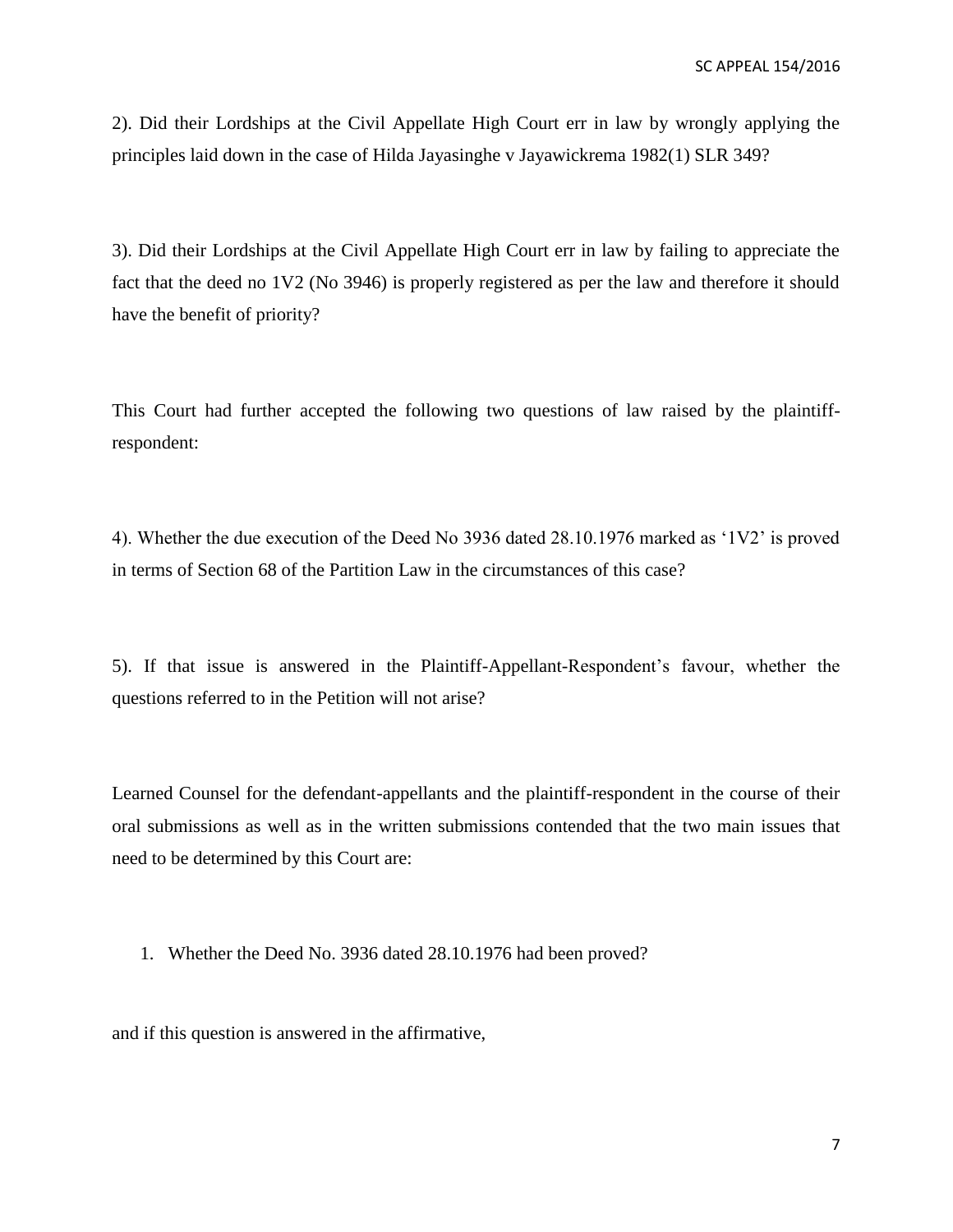2). Did their Lordships at the Civil Appellate High Court err in law by wrongly applying the principles laid down in the case of Hilda Jayasinghe v Jayawickrema 1982(1) SLR 349?

3). Did their Lordships at the Civil Appellate High Court err in law by failing to appreciate the fact that the deed no 1V2 (No 3946) is properly registered as per the law and therefore it should have the benefit of priority?

This Court had further accepted the following two questions of law raised by the plaintiff-respondent:

4). Whether the due execution of the Deed No 3936 dated 28.10.1976 marked as '1V2' is proved in terms of Section 68 of the Partition Law in the circumstances of this case?

5). If that issue is answered in the Plaintiff-Appellant-Respondent's favour, whether the questions referred to in the Petition will not arise?

Learned Counsel for the defendant-appellants and the plaintiff-respondent in the course of their oral submissions as well as in the written submissions contended that the two main issues that need to be determined by this Court are:

1. Whether the Deed No. 3936 dated 28.10.1976 had been proved?

and if this question is answered in the affirmative,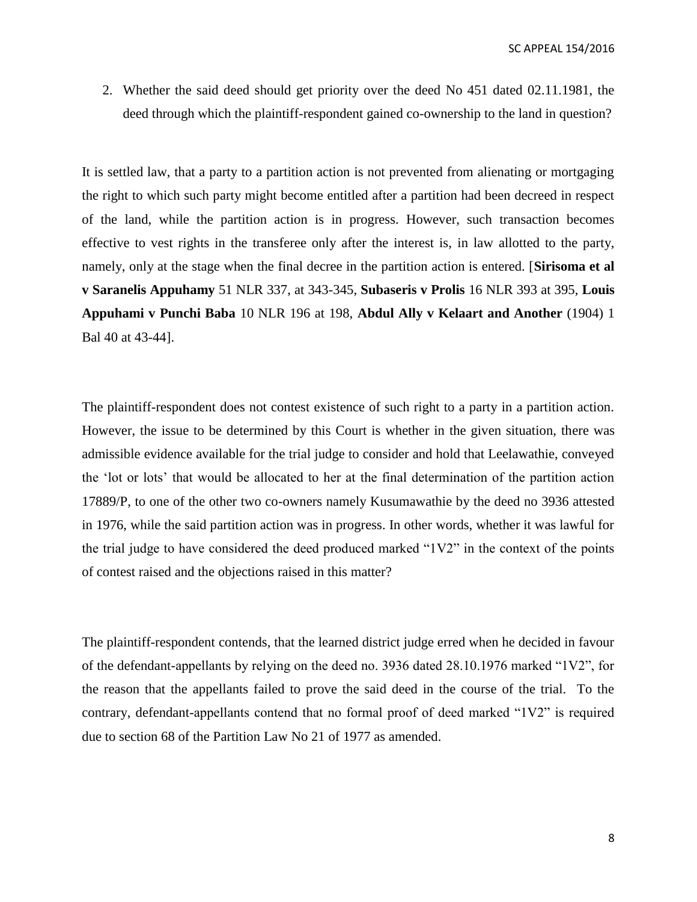2. Whether the said deed should get priority over the deed No 451 dated 02.11.1981, the deed through which the plaintiff-respondent gained co-ownership to the land in question?

It is settled law, that a party to a partition action is not prevented from alienating or mortgaging the right to which such party might become entitled after a partition had been decreed in respect of the land, while the partition action is in progress. However, such transaction becomes effective to vest rights in the transferee only after the interest is, in law allotted to the party, namely, only at the stage when the final decree in the partition action is entered. [**Sirisoma et al v Saranelis Appuhamy** 51 NLR 337, at 343-345, **Subaseris v Prolis** 16 NLR 393 at 395, **Louis Appuhami v Punchi Baba** 10 NLR 196 at 198, **Abdul Ally v Kelaart and Another** (1904) 1 Bal 40 at 43-44].

The plaintiff-respondent does not contest existence of such right to a party in a partition action. However, the issue to be determined by this Court is whether in the given situation, there was admissible evidence available for the trial judge to consider and hold that Leelawathie, conveyed the 'lot or lots' that would be allocated to her at the final determination of the partition action 17889/P, to one of the other two co-owners namely Kusumawathie by the deed no 3936 attested in 1976, while the said partition action was in progress. In other words, whether it was lawful for the trial judge to have considered the deed produced marked "1V2" in the context of the points of contest raised and the objections raised in this matter?

The plaintiff-respondent contends, that the learned district judge erred when he decided in favour of the defendant-appellants by relying on the deed no. 3936 dated 28.10.1976 marked "1V2", for the reason that the appellants failed to prove the said deed in the course of the trial. To the contrary, defendant-appellants contend that no formal proof of deed marked "1V2" is required due to section 68 of the Partition Law No 21 of 1977 as amended.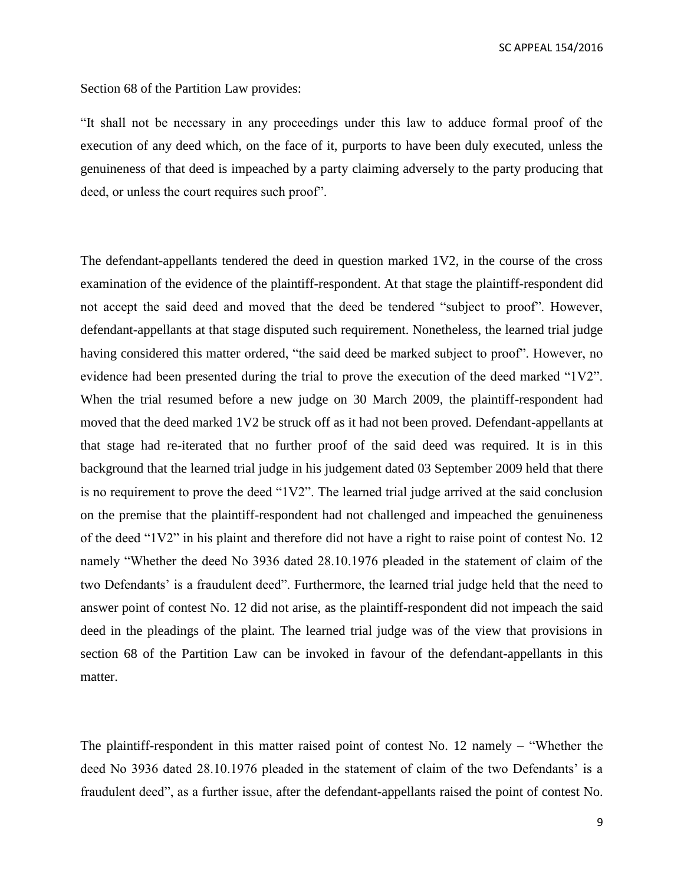Section 68 of the Partition Law provides:

"It shall not be necessary in any proceedings under this law to adduce formal proof of the execution of any deed which, on the face of it, purports to have been duly executed, unless the genuineness of that deed is impeached by a party claiming adversely to the party producing that deed, or unless the court requires such proof".

The defendant-appellants tendered the deed in question marked 1V2, in the course of the cross examination of the evidence of the plaintiff-respondent. At that stage the plaintiff-respondent did not accept the said deed and moved that the deed be tendered "subject to proof". However, defendant-appellants at that stage disputed such requirement. Nonetheless, the learned trial judge having considered this matter ordered, "the said deed be marked subject to proof". However, no evidence had been presented during the trial to prove the execution of the deed marked "1V2". When the trial resumed before a new judge on 30 March 2009, the plaintiff-respondent had moved that the deed marked 1V2 be struck off as it had not been proved. Defendant-appellants at that stage had re-iterated that no further proof of the said deed was required. It is in this background that the learned trial judge in his judgement dated 03 September 2009 held that there is no requirement to prove the deed "1V2". The learned trial judge arrived at the said conclusion on the premise that the plaintiff-respondent had not challenged and impeached the genuineness of the deed "1V2" in his plaint and therefore did not have a right to raise point of contest No. 12 namely "Whether the deed No 3936 dated 28.10.1976 pleaded in the statement of claim of the two Defendants' is a fraudulent deed". Furthermore, the learned trial judge held that the need to answer point of contest No. 12 did not arise, as the plaintiff-respondent did not impeach the said deed in the pleadings of the plaint. The learned trial judge was of the view that provisions in section 68 of the Partition Law can be invoked in favour of the defendant-appellants in this matter.

The plaintiff-respondent in this matter raised point of contest No. 12 namely – "Whether the deed No 3936 dated 28.10.1976 pleaded in the statement of claim of the two Defendants' is a fraudulent deed", as a further issue, after the defendant-appellants raised the point of contest No.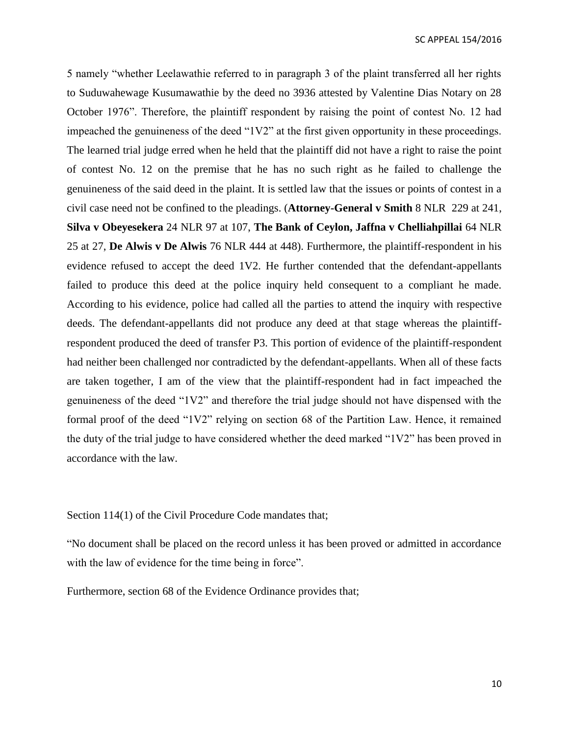5 namely "whether Leelawathie referred to in paragraph 3 of the plaint transferred all her rights to Suduwahewage Kusumawathie by the deed no 3936 attested by Valentine Dias Notary on 28 October 1976". Therefore, the plaintiff respondent by raising the point of contest No. 12 had impeached the genuineness of the deed "1V2" at the first given opportunity in these proceedings. The learned trial judge erred when he held that the plaintiff did not have a right to raise the point of contest No. 12 on the premise that he has no such right as he failed to challenge the genuineness of the said deed in the plaint. It is settled law that the issues or points of contest in a civil case need not be confined to the pleadings. (**Attorney-General v Smith** 8 NLR 229 at 241, **Silva v Obeyesekera** 24 NLR 97 at 107, **The Bank of Ceylon, Jaffna v Chelliahpillai** 64 NLR 25 at 27, **De Alwis v De Alwis** 76 NLR 444 at 448). Furthermore, the plaintiff-respondent in his evidence refused to accept the deed 1V2. He further contended that the defendant-appellants failed to produce this deed at the police inquiry held consequent to a compliant he made. According to his evidence, police had called all the parties to attend the inquiry with respective deeds. The defendant-appellants did not produce any deed at that stage whereas the plaintiff-respondent produced the deed of transfer P3. This portion of evidence of the plaintiff-respondent had neither been challenged nor contradicted by the defendant-appellants. When all of these facts are taken together, I am of the view that the plaintiff-respondent had in fact impeached the genuineness of the deed "1V2" and therefore the trial judge should not have dispensed with the formal proof of the deed "1V2" relying on section 68 of the Partition Law. Hence, it remained the duty of the trial judge to have considered whether the deed marked "1V2" has been proved in accordance with the law.

Section 114(1) of the Civil Procedure Code mandates that;

"No document shall be placed on the record unless it has been proved or admitted in accordance with the law of evidence for the time being in force".

Furthermore, section 68 of the Evidence Ordinance provides that;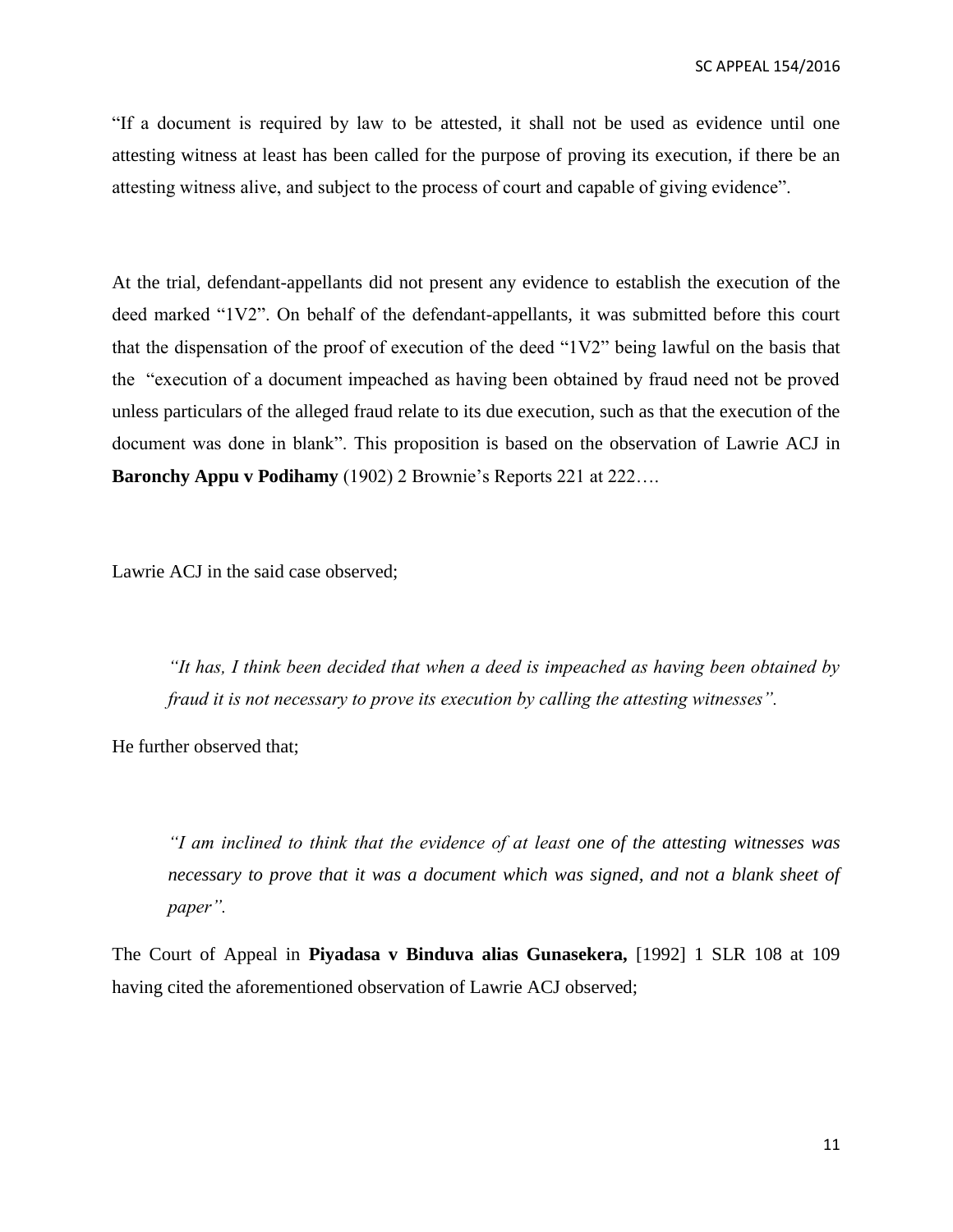"If a document is required by law to be attested, it shall not be used as evidence until one attesting witness at least has been called for the purpose of proving its execution, if there be an attesting witness alive, and subject to the process of court and capable of giving evidence".

At the trial, defendant-appellants did not present any evidence to establish the execution of the deed marked "1V2". On behalf of the defendant-appellants, it was submitted before this court that the dispensation of the proof of execution of the deed "1V2" being lawful on the basis that the "execution of a document impeached as having been obtained by fraud need not be proved unless particulars of the alleged fraud relate to its due execution, such as that the execution of the document was done in blank". This proposition is based on the observation of Lawrie ACJ in **Baronchy Appu v Podihamy** (1902) 2 Brownie's Reports 221 at 222….

Lawrie ACJ in the said case observed;

> *"It has, I think been decided that when a deed is impeached as having been obtained by fraud it is not necessary to prove its execution by calling the attesting witnesses".*

He further observed that;

> *"I am inclined to think that the evidence of at least one of the attesting witnesses was necessary to prove that it was a document which was signed, and not a blank sheet of paper".*

The Court of Appeal in **Piyadasa v Binduva alias Gunasekera,** [1992] 1 SLR 108 at 109 having cited the aforementioned observation of Lawrie ACJ observed;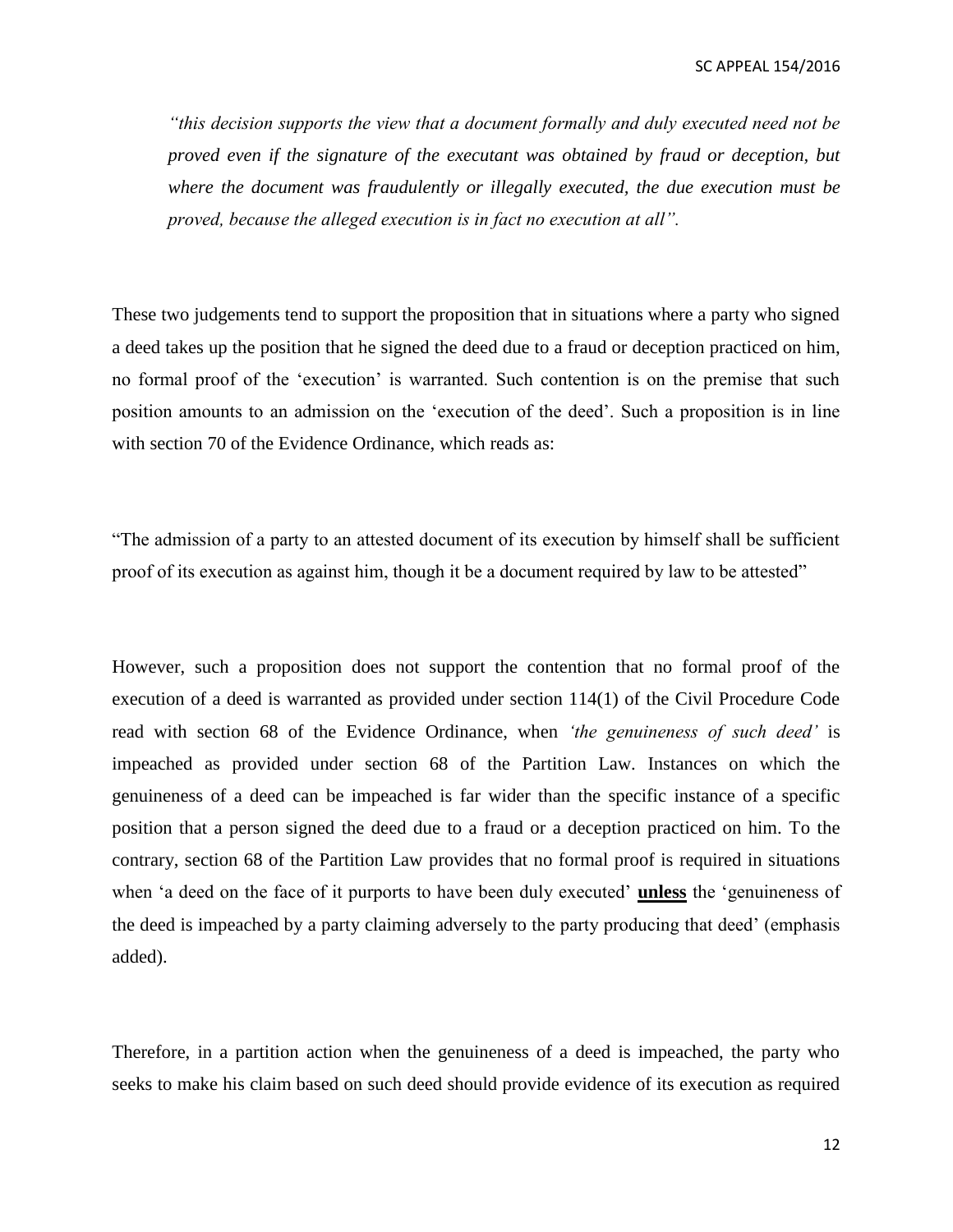*"this decision supports the view that a document formally and duly executed need not be proved even if the signature of the executant was obtained by fraud or deception, but where the document was fraudulently or illegally executed, the due execution must be proved, because the alleged execution is in fact no execution at all".*

These two judgements tend to support the proposition that in situations where a party who signed a deed takes up the position that he signed the deed due to a fraud or deception practiced on him, no formal proof of the 'execution' is warranted. Such contention is on the premise that such position amounts to an admission on the 'execution of the deed'. Such a proposition is in line with section 70 of the Evidence Ordinance, which reads as:

"The admission of a party to an attested document of its execution by himself shall be sufficient proof of its execution as against him, though it be a document required by law to be attested"

However, such a proposition does not support the contention that no formal proof of the execution of a deed is warranted as provided under section 114(1) of the Civil Procedure Code read with section 68 of the Evidence Ordinance, when *'the genuineness of such deed'* is impeached as provided under section 68 of the Partition Law. Instances on which the genuineness of a deed can be impeached is far wider than the specific instance of a specific position that a person signed the deed due to a fraud or a deception practiced on him. To the contrary, section 68 of the Partition Law provides that no formal proof is required in situations when 'a deed on the face of it purports to have been duly executed' <u>**unless**</u> the 'genuineness of the deed is impeached by a party claiming adversely to the party producing that deed' (emphasis added).

Therefore, in a partition action when the genuineness of a deed is impeached, the party who seeks to make his claim based on such deed should provide evidence of its execution as required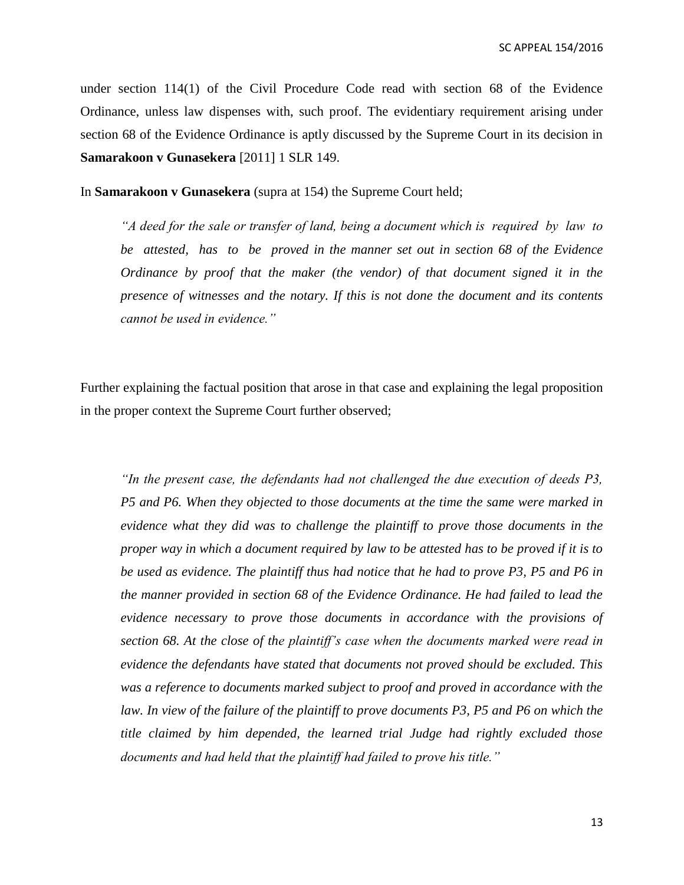under section 114(1) of the Civil Procedure Code read with section 68 of the Evidence Ordinance, unless law dispenses with, such proof. The evidentiary requirement arising under section 68 of the Evidence Ordinance is aptly discussed by the Supreme Court in its decision in **Samarakoon v Gunasekera** [2011] 1 SLR 149.

In **Samarakoon v Gunasekera** (supra at 154) the Supreme Court held;

> *"A deed for the sale or transfer of land, being a document which is required by law to be attested, has to be proved in the manner set out in section 68 of the Evidence Ordinance by proof that the maker (the vendor) of that document signed it in the presence of witnesses and the notary. If this is not done the document and its contents cannot be used in evidence."*

Further explaining the factual position that arose in that case and explaining the legal proposition in the proper context the Supreme Court further observed;

> *"In the present case, the defendants had not challenged the due execution of deeds P3, P5 and P6. When they objected to those documents at the time the same were marked in evidence what they did was to challenge the plaintiff to prove those documents in the proper way in which a document required by law to be attested has to be proved if it is to be used as evidence. The plaintiff thus had notice that he had to prove P3, P5 and P6 in the manner provided in section 68 of the Evidence Ordinance. He had failed to lead the evidence necessary to prove those documents in accordance with the provisions of section 68. At the close of the plaintiff's case when the documents marked were read in evidence the defendants have stated that documents not proved should be excluded. This was a reference to documents marked subject to proof and proved in accordance with the law. In view of the failure of the plaintiff to prove documents P3, P5 and P6 on which the title claimed by him depended, the learned trial Judge had rightly excluded those documents and had held that the plaintiff had failed to prove his title."*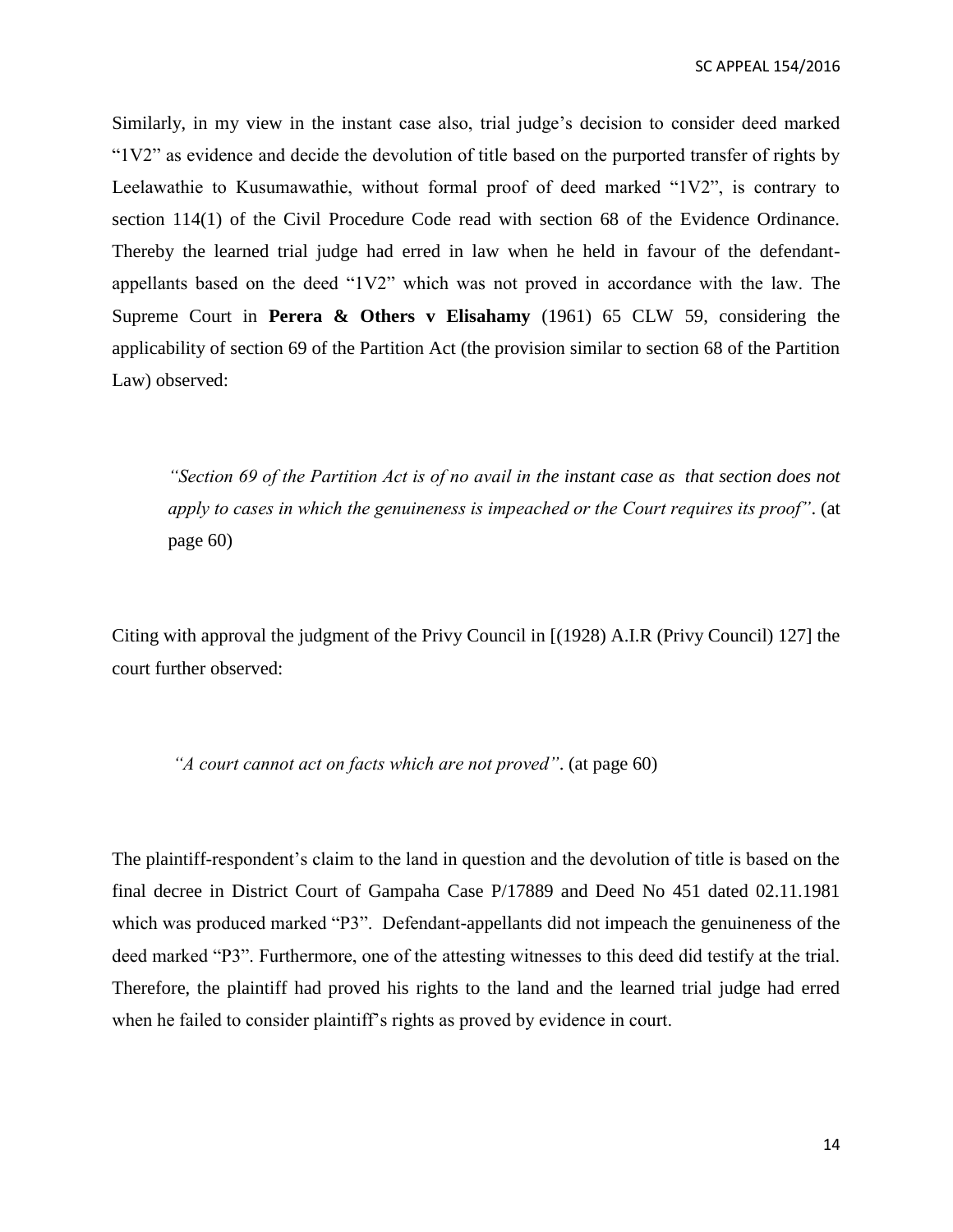Similarly, in my view in the instant case also, trial judge's decision to consider deed marked "1V2" as evidence and decide the devolution of title based on the purported transfer of rights by Leelawathie to Kusumawathie, without formal proof of deed marked "1V2", is contrary to section 114(1) of the Civil Procedure Code read with section 68 of the Evidence Ordinance. Thereby the learned trial judge had erred in law when he held in favour of the defendant-appellants based on the deed "1V2" which was not proved in accordance with the law. The Supreme Court in **Perera & Others v Elisahamy** (1961) 65 CLW 59, considering the applicability of section 69 of the Partition Act (the provision similar to section 68 of the Partition Law) observed:

> *"Section 69 of the Partition Act is of no avail in the instant case as that section does not apply to cases in which the genuineness is impeached or the Court requires its proof"*. (at page 60)

Citing with approval the judgment of the Privy Council in [(1928) A.I.R (Privy Council) 127] the court further observed:

> *"A court cannot act on facts which are not proved"*. (at page 60)

The plaintiff-respondent's claim to the land in question and the devolution of title is based on the final decree in District Court of Gampaha Case P/17889 and Deed No 451 dated 02.11.1981 which was produced marked "P3". Defendant-appellants did not impeach the genuineness of the deed marked "P3". Furthermore, one of the attesting witnesses to this deed did testify at the trial. Therefore, the plaintiff had proved his rights to the land and the learned trial judge had erred when he failed to consider plaintiff's rights as proved by evidence in court.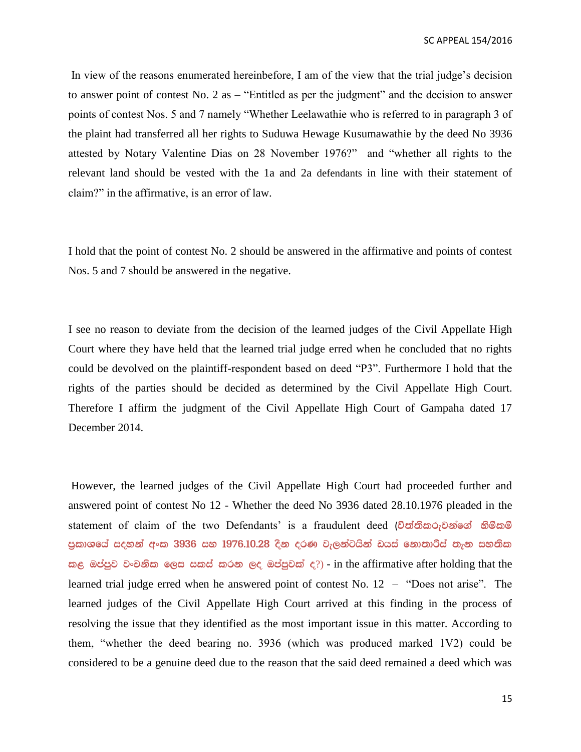In view of the reasons enumerated hereinbefore, I am of the view that the trial judge's decision to answer point of contest No. 2 as – "Entitled as per the judgment" and the decision to answer points of contest Nos. 5 and 7 namely "Whether Leelawathie who is referred to in paragraph 3 of the plaint had transferred all her rights to Suduwa Hewage Kusumawathie by the deed No 3936 attested by Notary Valentine Dias on 28 November 1976?" and "whether all rights to the relevant land should be vested with the 1a and 2a defendants in line with their statement of claim?" in the affirmative, is an error of law.

I hold that the point of contest No. 2 should be answered in the affirmative and points of contest Nos. 5 and 7 should be answered in the negative.

I see no reason to deviate from the decision of the learned judges of the Civil Appellate High Court where they have held that the learned trial judge erred when he concluded that no rights could be devolved on the plaintiff-respondent based on deed "P3". Furthermore I hold that the rights of the parties should be decided as determined by the Civil Appellate High Court. Therefore I affirm the judgment of the Civil Appellate High Court of Gampaha dated 17 December 2014.

However, the learned judges of the Civil Appellate High Court had proceeded further and answered point of contest No 12 - Whether the deed No 3936 dated 28.10.1976 pleaded in the statement of claim of the two Defendants' is a fraudulent deed (විත්තිකරුවන්ගේ හිමිකම් ප්‍රකාශයේ සදහන් අංක 3936 සහ 1976.10.28 දින දරණ වැලන්ටයින් ඩයස් නොතාරිස් තැන සහතික කළ ඔප්පුව වංචනික ලෙස සකස් කරන ලද ඔප්පුවක් ද?) - in the affirmative after holding that the learned trial judge erred when he answered point of contest No. 12 – "Does not arise". The learned judges of the Civil Appellate High Court arrived at this finding in the process of resolving the issue that they identified as the most important issue in this matter. According to them, "whether the deed bearing no. 3936 (which was produced marked 1V2) could be considered to be a genuine deed due to the reason that the said deed remained a deed which was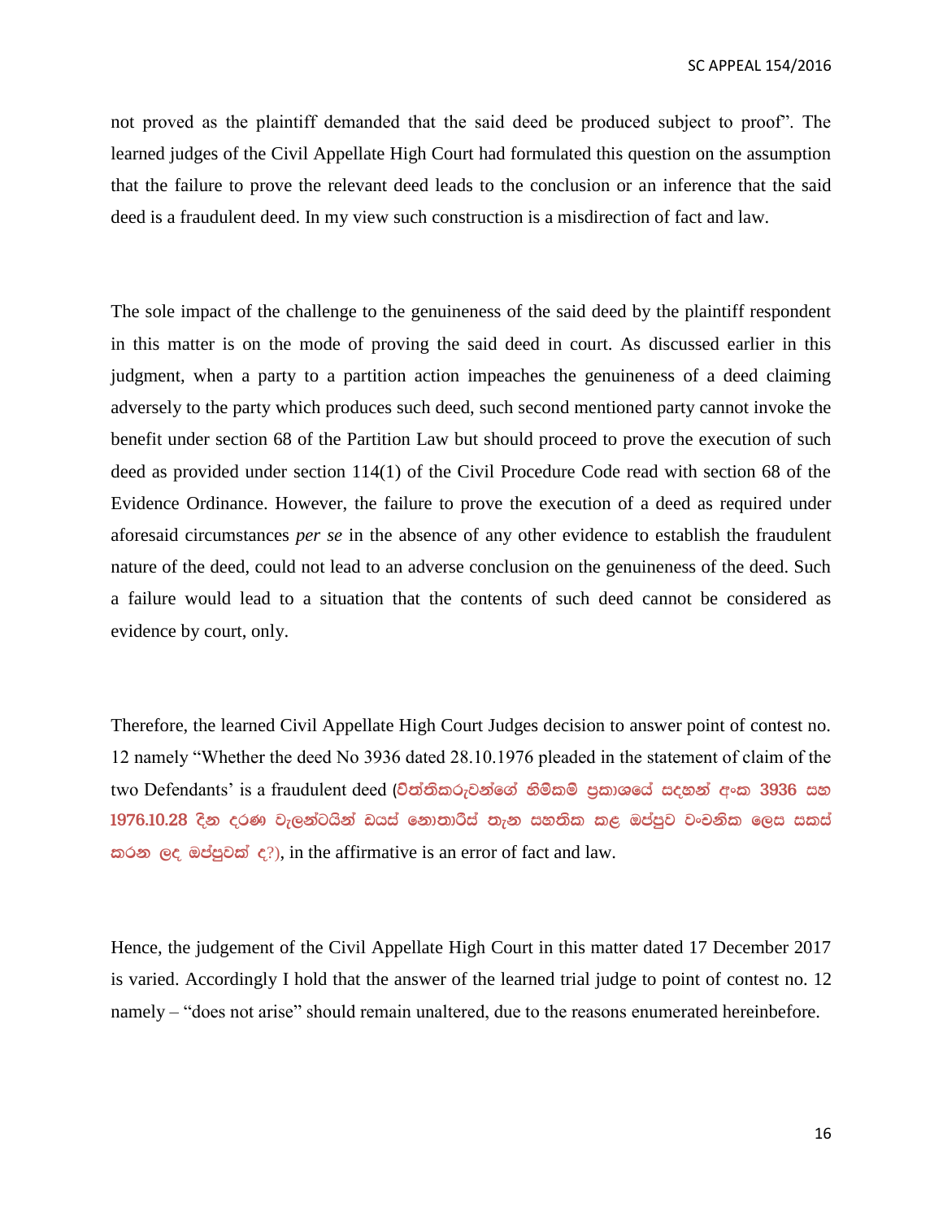not proved as the plaintiff demanded that the said deed be produced subject to proof". The learned judges of the Civil Appellate High Court had formulated this question on the assumption that the failure to prove the relevant deed leads to the conclusion or an inference that the said deed is a fraudulent deed. In my view such construction is a misdirection of fact and law.

The sole impact of the challenge to the genuineness of the said deed by the plaintiff respondent in this matter is on the mode of proving the said deed in court. As discussed earlier in this judgment, when a party to a partition action impeaches the genuineness of a deed claiming adversely to the party which produces such deed, such second mentioned party cannot invoke the benefit under section 68 of the Partition Law but should proceed to prove the execution of such deed as provided under section 114(1) of the Civil Procedure Code read with section 68 of the Evidence Ordinance. However, the failure to prove the execution of a deed as required under aforesaid circumstances *per se* in the absence of any other evidence to establish the fraudulent nature of the deed, could not lead to an adverse conclusion on the genuineness of the deed. Such a failure would lead to a situation that the contents of such deed cannot be considered as evidence by court, only.

Therefore, the learned Civil Appellate High Court Judges decision to answer point of contest no. 12 namely "Whether the deed No 3936 dated 28.10.1976 pleaded in the statement of claim of the two Defendants' is a fraudulent deed (විත්තිකරුවන්ගේ හිමිකම් ප්‍රකාශයේ සඳහන් අංක 3936 සහ 1976.10.28 දින දරණ වැලන්ටයින් ඩයස් නොතාරිස් තැන සහතික කළ ඔප්පුව වංචනික ලෙස සකස් කරන ලද ඔප්පුවක් ද?), in the affirmative is an error of fact and law.

Hence, the judgement of the Civil Appellate High Court in this matter dated 17 December 2017 is varied. Accordingly I hold that the answer of the learned trial judge to point of contest no. 12 namely – "does not arise" should remain unaltered, due to the reasons enumerated hereinbefore.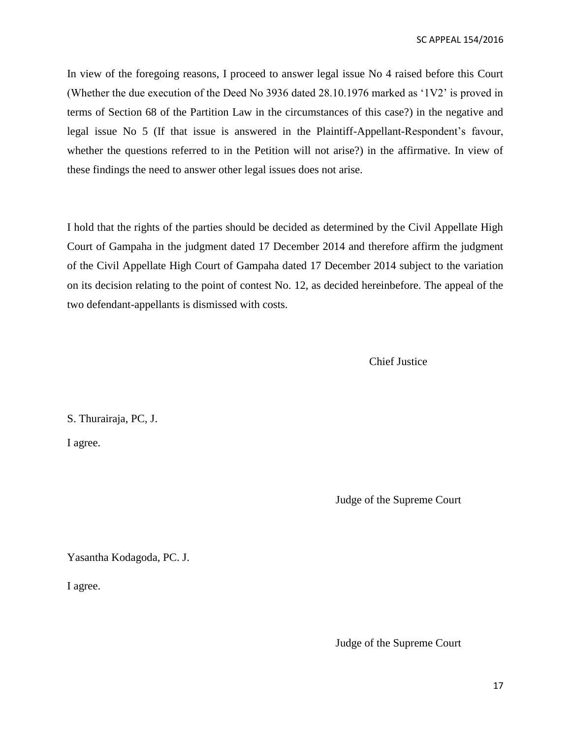In view of the foregoing reasons, I proceed to answer legal issue No 4 raised before this Court (Whether the due execution of the Deed No 3936 dated 28.10.1976 marked as '1V2' is proved in terms of Section 68 of the Partition Law in the circumstances of this case?) in the negative and legal issue No 5 (If that issue is answered in the Plaintiff-Appellant-Respondent's favour, whether the questions referred to in the Petition will not arise?) in the affirmative. In view of these findings the need to answer other legal issues does not arise.

I hold that the rights of the parties should be decided as determined by the Civil Appellate High Court of Gampaha in the judgment dated 17 December 2014 and therefore affirm the judgment of the Civil Appellate High Court of Gampaha dated 17 December 2014 subject to the variation on its decision relating to the point of contest No. 12, as decided hereinbefore. The appeal of the two defendant-appellants is dismissed with costs.

Chief Justice

S. Thurairaja, PC, J.

I agree.

Judge of the Supreme Court

Yasantha Kodagoda, PC. J.

I agree.

Judge of the Supreme Court